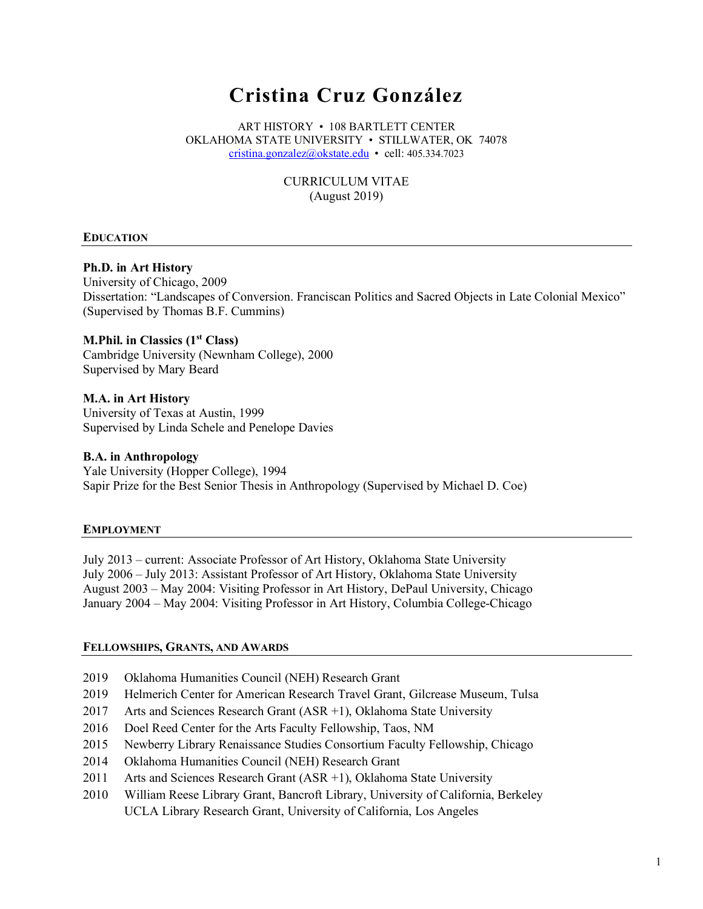# Cristina Cruz González

ART HISTORY • 108 BARTLETT CENTER
OKLAHOMA STATE UNIVERSITY • STILLWATER, OK 74078
cristina.gonzalez@okstate.edu • cell: 405.334.7023

CURRICULUM VITAE
(August 2019)

## EDUCATION

**Ph.D. in Art History**
University of Chicago, 2009
Dissertation: "Landscapes of Conversion. Franciscan Politics and Sacred Objects in Late Colonial Mexico" (Supervised by Thomas B.F. Cummins)

**M.Phil. in Classics (1st Class)**
Cambridge University (Newnham College), 2000
Supervised by Mary Beard

**M.A. in Art History**
University of Texas at Austin, 1999
Supervised by Linda Schele and Penelope Davies

**B.A. in Anthropology**
Yale University (Hopper College), 1994
Sapir Prize for the Best Senior Thesis in Anthropology (Supervised by Michael D. Coe)

## EMPLOYMENT

July 2013 – current: Associate Professor of Art History, Oklahoma State University
July 2006 – July 2013: Assistant Professor of Art History, Oklahoma State University
August 2003 – May 2004: Visiting Professor in Art History, DePaul University, Chicago
January 2004 – May 2004: Visiting Professor in Art History, Columbia College-Chicago

## FELLOWSHIPS, GRANTS, AND AWARDS

2019 Oklahoma Humanities Council (NEH) Research Grant
2019 Helmerich Center for American Research Travel Grant, Gilcrease Museum, Tulsa
2017 Arts and Sciences Research Grant (ASR +1), Oklahoma State University
2016 Doel Reed Center for the Arts Faculty Fellowship, Taos, NM
2015 Newberry Library Renaissance Studies Consortium Faculty Fellowship, Chicago
2014 Oklahoma Humanities Council (NEH) Research Grant
2011 Arts and Sciences Research Grant (ASR +1), Oklahoma State University
2010 William Reese Library Grant, Bancroft Library, University of California, Berkeley
UCLA Library Research Grant, University of California, Los Angeles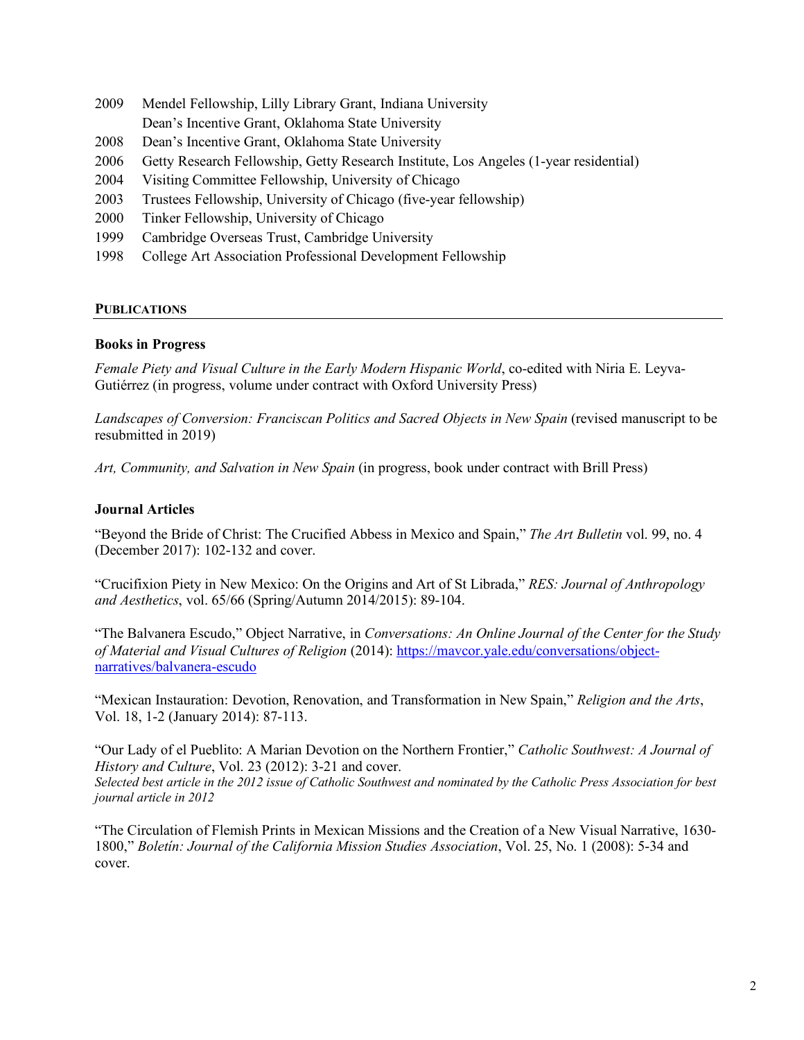2009 Mendel Fellowship, Lilly Library Grant, Indiana University
     Dean's Incentive Grant, Oklahoma State University
2008 Dean's Incentive Grant, Oklahoma State University
2006 Getty Research Fellowship, Getty Research Institute, Los Angeles (1-year residential)
2004 Visiting Committee Fellowship, University of Chicago
2003 Trustees Fellowship, University of Chicago (five-year fellowship)
2000 Tinker Fellowship, University of Chicago
1999 Cambridge Overseas Trust, Cambridge University
1998 College Art Association Professional Development Fellowship

## PUBLICATIONS

### Books in Progress

*Female Piety and Visual Culture in the Early Modern Hispanic World*, co-edited with Niria E. Leyva-Gutiérrez (in progress, volume under contract with Oxford University Press)

*Landscapes of Conversion: Franciscan Politics and Sacred Objects in New Spain* (revised manuscript to be resubmitted in 2019)

*Art, Community, and Salvation in New Spain* (in progress, book under contract with Brill Press)

### Journal Articles

"Beyond the Bride of Christ: The Crucified Abbess in Mexico and Spain," *The Art Bulletin* vol. 99, no. 4 (December 2017): 102-132 and cover.

"Crucifixion Piety in New Mexico: On the Origins and Art of St Librada," *RES: Journal of Anthropology and Aesthetics*, vol. 65/66 (Spring/Autumn 2014/2015): 89-104.

"The Balvanera Escudo," Object Narrative, in *Conversations: An Online Journal of the Center for the Study of Material and Visual Cultures of Religion* (2014): https://mavcor.yale.edu/conversations/object-narratives/balvanera-escudo

"Mexican Instauration: Devotion, Renovation, and Transformation in New Spain," *Religion and the Arts*, Vol. 18, 1-2 (January 2014): 87-113.

"Our Lady of el Pueblito: A Marian Devotion on the Northern Frontier," *Catholic Southwest: A Journal of History and Culture*, Vol. 23 (2012): 3-21 and cover.
*Selected best article in the 2012 issue of Catholic Southwest and nominated by the Catholic Press Association for best journal article in 2012*

"The Circulation of Flemish Prints in Mexican Missions and the Creation of a New Visual Narrative, 1630-1800," *Boletín: Journal of the California Mission Studies Association*, Vol. 25, No. 1 (2008): 5-34 and cover.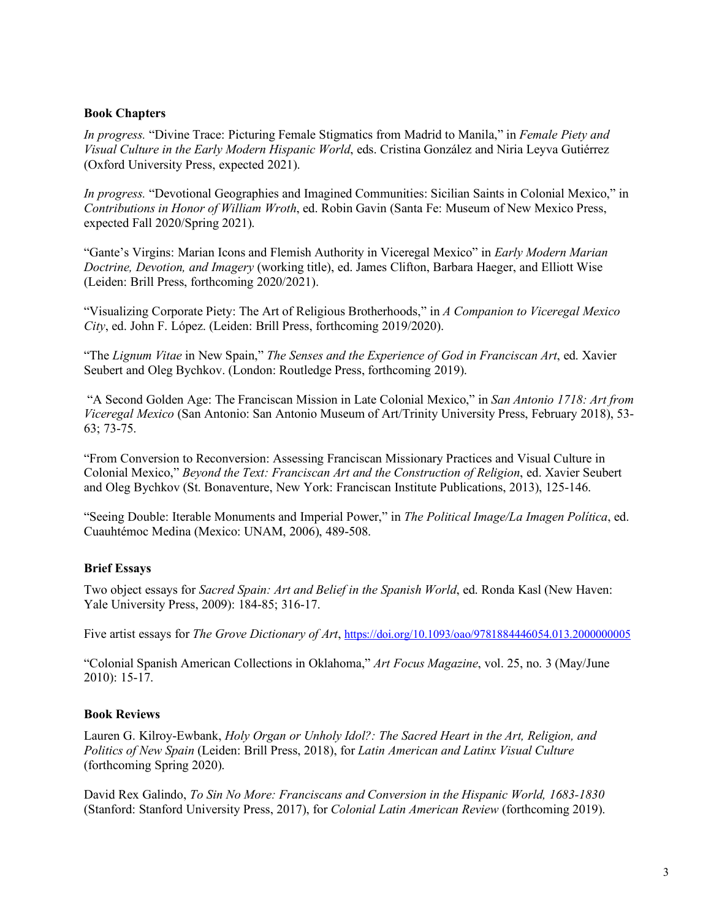**Book Chapters**

*In progress.* "Divine Trace: Picturing Female Stigmatics from Madrid to Manila," in *Female Piety and Visual Culture in the Early Modern Hispanic World*, eds. Cristina González and Niria Leyva Gutiérrez (Oxford University Press, expected 2021).

*In progress.* "Devotional Geographies and Imagined Communities: Sicilian Saints in Colonial Mexico," in *Contributions in Honor of William Wroth*, ed. Robin Gavin (Santa Fe: Museum of New Mexico Press, expected Fall 2020/Spring 2021).

"Gante's Virgins: Marian Icons and Flemish Authority in Viceregal Mexico" in *Early Modern Marian Doctrine, Devotion, and Imagery* (working title), ed. James Clifton, Barbara Haeger, and Elliott Wise (Leiden: Brill Press, forthcoming 2020/2021).

"Visualizing Corporate Piety: The Art of Religious Brotherhoods," in *A Companion to Viceregal Mexico City*, ed. John F. López. (Leiden: Brill Press, forthcoming 2019/2020).

"The *Lignum Vitae* in New Spain," *The Senses and the Experience of God in Franciscan Art*, ed. Xavier Seubert and Oleg Bychkov. (London: Routledge Press, forthcoming 2019).

"A Second Golden Age: The Franciscan Mission in Late Colonial Mexico," in *San Antonio 1718: Art from Viceregal Mexico* (San Antonio: San Antonio Museum of Art/Trinity University Press, February 2018), 53-63; 73-75.

"From Conversion to Reconversion: Assessing Franciscan Missionary Practices and Visual Culture in Colonial Mexico," *Beyond the Text: Franciscan Art and the Construction of Religion*, ed. Xavier Seubert and Oleg Bychkov (St. Bonaventure, New York: Franciscan Institute Publications, 2013), 125-146.

"Seeing Double: Iterable Monuments and Imperial Power," in *The Political Image/La Imagen Política*, ed. Cuauhtémoc Medina (Mexico: UNAM, 2006), 489-508.

**Brief Essays**

Two object essays for *Sacred Spain: Art and Belief in the Spanish World*, ed. Ronda Kasl (New Haven: Yale University Press, 2009): 184-85; 316-17.

Five artist essays for *The Grove Dictionary of Art*, https://doi.org/10.1093/oao/9781884446054.013.2000000005

"Colonial Spanish American Collections in Oklahoma," *Art Focus Magazine*, vol. 25, no. 3 (May/June 2010): 15-17.

**Book Reviews**

Lauren G. Kilroy-Ewbank, *Holy Organ or Unholy Idol?: The Sacred Heart in the Art, Religion, and Politics of New Spain* (Leiden: Brill Press, 2018), for *Latin American and Latinx Visual Culture* (forthcoming Spring 2020).

David Rex Galindo, *To Sin No More: Franciscans and Conversion in the Hispanic World, 1683-1830* (Stanford: Stanford University Press, 2017), for *Colonial Latin American Review* (forthcoming 2019).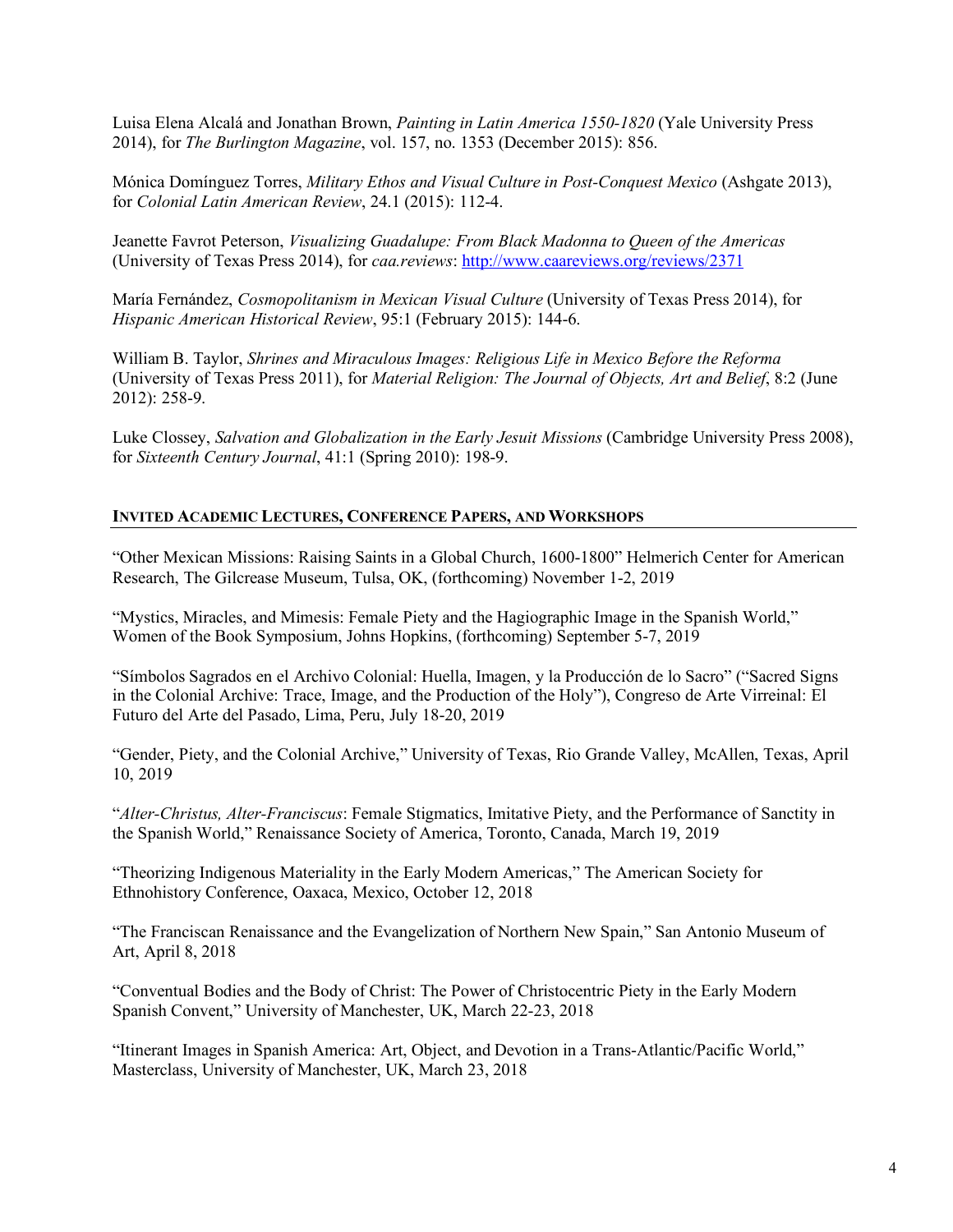Luisa Elena Alcalá and Jonathan Brown, *Painting in Latin America 1550-1820* (Yale University Press 2014), for *The Burlington Magazine*, vol. 157, no. 1353 (December 2015): 856.

Mónica Domínguez Torres, *Military Ethos and Visual Culture in Post-Conquest Mexico* (Ashgate 2013), for *Colonial Latin American Review*, 24.1 (2015): 112-4.

Jeanette Favrot Peterson, *Visualizing Guadalupe: From Black Madonna to Queen of the Americas* (University of Texas Press 2014), for *caa.reviews*: http://www.caareviews.org/reviews/2371

María Fernández, *Cosmopolitanism in Mexican Visual Culture* (University of Texas Press 2014), for *Hispanic American Historical Review*, 95:1 (February 2015): 144-6.

William B. Taylor, *Shrines and Miraculous Images: Religious Life in Mexico Before the Reforma* (University of Texas Press 2011), for *Material Religion: The Journal of Objects, Art and Belief*, 8:2 (June 2012): 258-9.

Luke Clossey, *Salvation and Globalization in the Early Jesuit Missions* (Cambridge University Press 2008), for *Sixteenth Century Journal*, 41:1 (Spring 2010): 198-9.

## INVITED ACADEMIC LECTURES, CONFERENCE PAPERS, AND WORKSHOPS

"Other Mexican Missions: Raising Saints in a Global Church, 1600-1800" Helmerich Center for American Research, The Gilcrease Museum, Tulsa, OK, (forthcoming) November 1-2, 2019

"Mystics, Miracles, and Mimesis: Female Piety and the Hagiographic Image in the Spanish World," Women of the Book Symposium, Johns Hopkins, (forthcoming) September 5-7, 2019

"Símbolos Sagrados en el Archivo Colonial: Huella, Imagen, y la Producción de lo Sacro" ("Sacred Signs in the Colonial Archive: Trace, Image, and the Production of the Holy"), Congreso de Arte Virreinal: El Futuro del Arte del Pasado, Lima, Peru, July 18-20, 2019

"Gender, Piety, and the Colonial Archive," University of Texas, Rio Grande Valley, McAllen, Texas, April 10, 2019

"*Alter-Christus, Alter-Franciscus*: Female Stigmatics, Imitative Piety, and the Performance of Sanctity in the Spanish World," Renaissance Society of America, Toronto, Canada, March 19, 2019

"Theorizing Indigenous Materiality in the Early Modern Americas," The American Society for Ethnohistory Conference, Oaxaca, Mexico, October 12, 2018

"The Franciscan Renaissance and the Evangelization of Northern New Spain," San Antonio Museum of Art, April 8, 2018

"Conventual Bodies and the Body of Christ: The Power of Christocentric Piety in the Early Modern Spanish Convent," University of Manchester, UK, March 22-23, 2018

"Itinerant Images in Spanish America: Art, Object, and Devotion in a Trans-Atlantic/Pacific World," Masterclass, University of Manchester, UK, March 23, 2018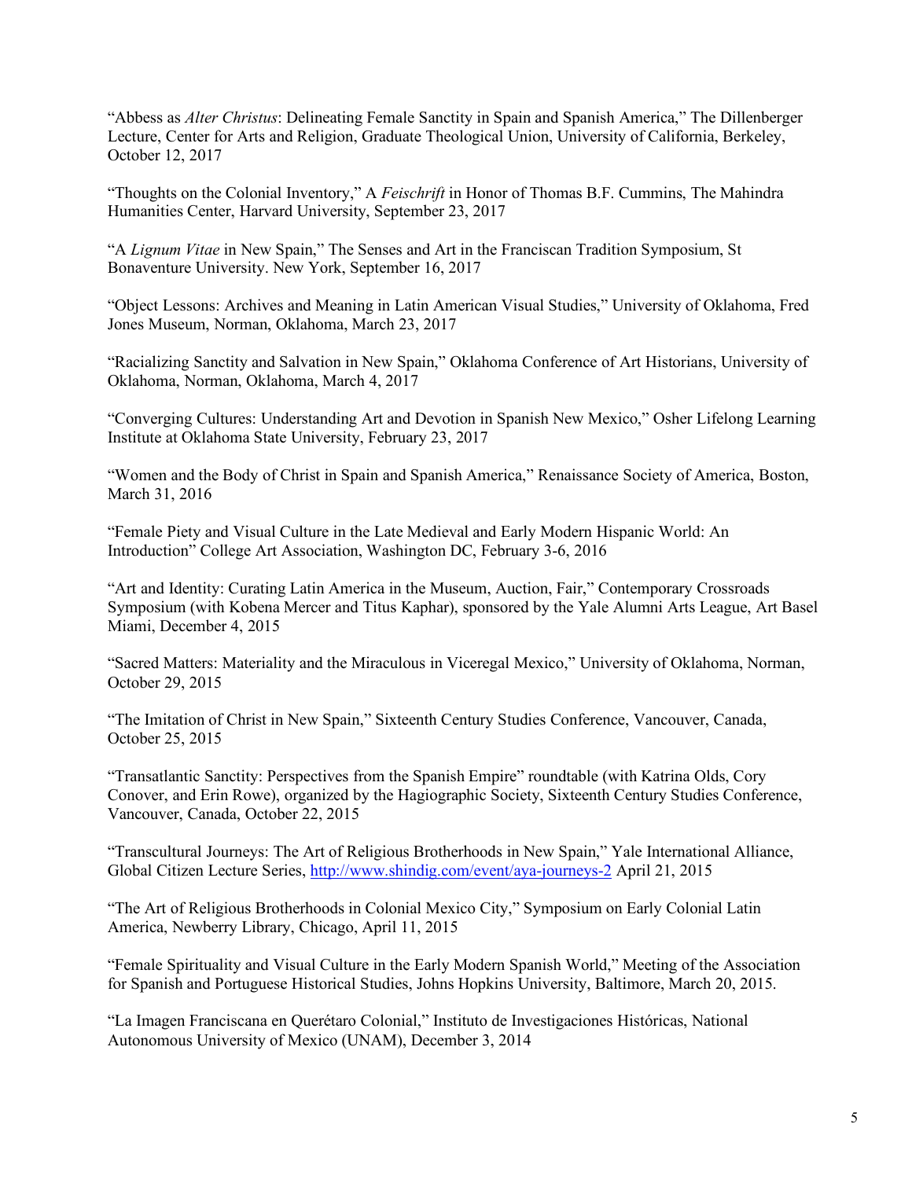"Abbess as *Alter Christus*: Delineating Female Sanctity in Spain and Spanish America," The Dillenberger Lecture, Center for Arts and Religion, Graduate Theological Union, University of California, Berkeley, October 12, 2017

"Thoughts on the Colonial Inventory," A *Feischrift* in Honor of Thomas B.F. Cummins, The Mahindra Humanities Center, Harvard University, September 23, 2017

"A *Lignum Vitae* in New Spain," The Senses and Art in the Franciscan Tradition Symposium, St Bonaventure University. New York, September 16, 2017

"Object Lessons: Archives and Meaning in Latin American Visual Studies," University of Oklahoma, Fred Jones Museum, Norman, Oklahoma, March 23, 2017

"Racializing Sanctity and Salvation in New Spain," Oklahoma Conference of Art Historians, University of Oklahoma, Norman, Oklahoma, March 4, 2017

"Converging Cultures: Understanding Art and Devotion in Spanish New Mexico," Osher Lifelong Learning Institute at Oklahoma State University, February 23, 2017

"Women and the Body of Christ in Spain and Spanish America," Renaissance Society of America, Boston, March 31, 2016

"Female Piety and Visual Culture in the Late Medieval and Early Modern Hispanic World: An Introduction" College Art Association, Washington DC, February 3-6, 2016

"Art and Identity: Curating Latin America in the Museum, Auction, Fair," Contemporary Crossroads Symposium (with Kobena Mercer and Titus Kaphar), sponsored by the Yale Alumni Arts League, Art Basel Miami, December 4, 2015

"Sacred Matters: Materiality and the Miraculous in Viceregal Mexico," University of Oklahoma, Norman, October 29, 2015

"The Imitation of Christ in New Spain," Sixteenth Century Studies Conference, Vancouver, Canada, October 25, 2015

"Transatlantic Sanctity: Perspectives from the Spanish Empire" roundtable (with Katrina Olds, Cory Conover, and Erin Rowe), organized by the Hagiographic Society, Sixteenth Century Studies Conference, Vancouver, Canada, October 22, 2015

"Transcultural Journeys: The Art of Religious Brotherhoods in New Spain," Yale International Alliance, Global Citizen Lecture Series, [http://www.shindig.com/event/aya-journeys-2](http://www.shindig.com/event/aya-journeys-2) April 21, 2015

"The Art of Religious Brotherhoods in Colonial Mexico City," Symposium on Early Colonial Latin America, Newberry Library, Chicago, April 11, 2015

"Female Spirituality and Visual Culture in the Early Modern Spanish World," Meeting of the Association for Spanish and Portuguese Historical Studies, Johns Hopkins University, Baltimore, March 20, 2015.

"La Imagen Franciscana en Querétaro Colonial," Instituto de Investigaciones Históricas, National Autonomous University of Mexico (UNAM), December 3, 2014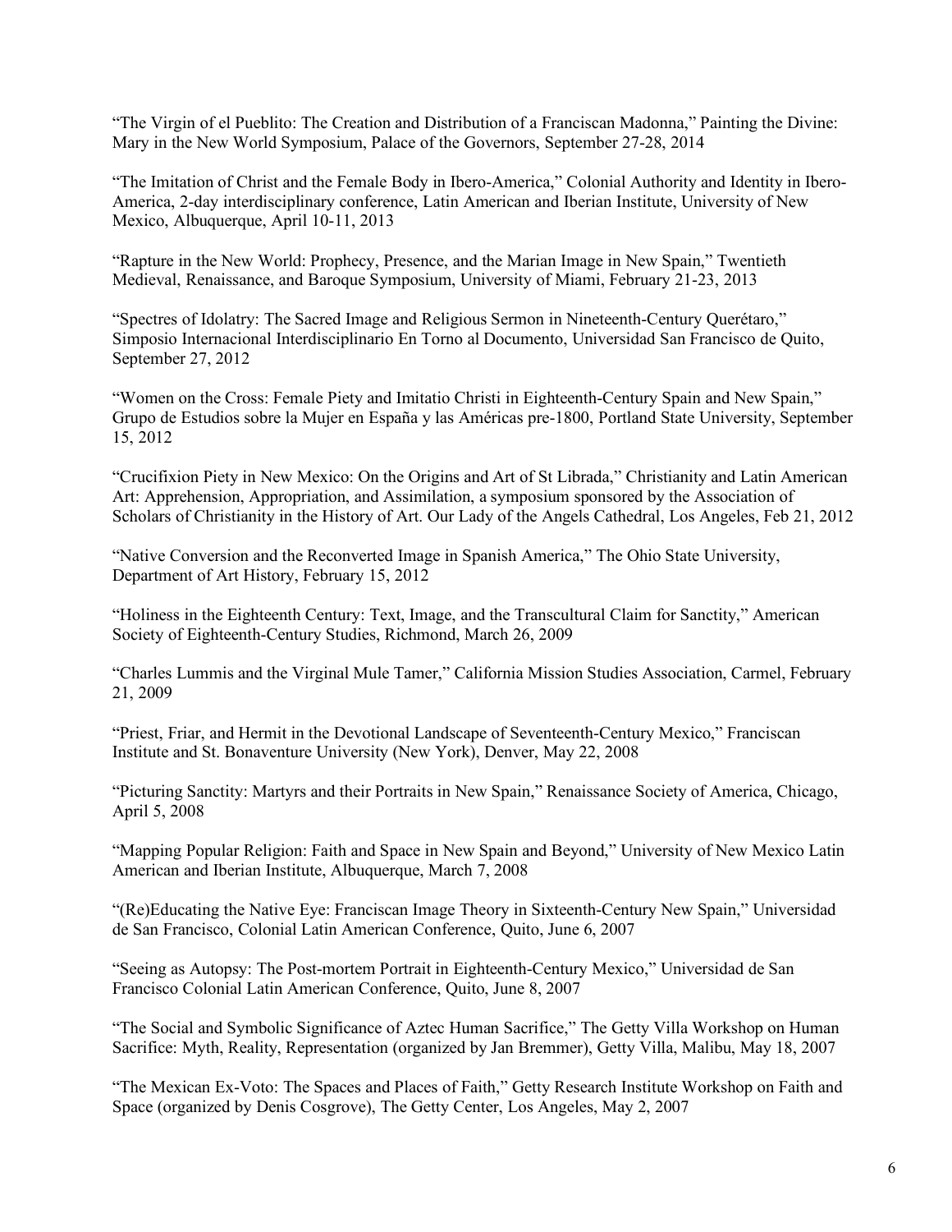"The Virgin of el Pueblito: The Creation and Distribution of a Franciscan Madonna," Painting the Divine: Mary in the New World Symposium, Palace of the Governors, September 27-28, 2014

"The Imitation of Christ and the Female Body in Ibero-America," Colonial Authority and Identity in Ibero-America, 2-day interdisciplinary conference, Latin American and Iberian Institute, University of New Mexico, Albuquerque, April 10-11, 2013

"Rapture in the New World: Prophecy, Presence, and the Marian Image in New Spain," Twentieth Medieval, Renaissance, and Baroque Symposium, University of Miami, February 21-23, 2013

"Spectres of Idolatry: The Sacred Image and Religious Sermon in Nineteenth-Century Querétaro," Simposio Internacional Interdisciplinario En Torno al Documento, Universidad San Francisco de Quito, September 27, 2012

"Women on the Cross: Female Piety and Imitatio Christi in Eighteenth-Century Spain and New Spain," Grupo de Estudios sobre la Mujer en España y las Américas pre-1800, Portland State University, September 15, 2012

"Crucifixion Piety in New Mexico: On the Origins and Art of St Librada," Christianity and Latin American Art: Apprehension, Appropriation, and Assimilation, a symposium sponsored by the Association of Scholars of Christianity in the History of Art. Our Lady of the Angels Cathedral, Los Angeles, Feb 21, 2012

"Native Conversion and the Reconverted Image in Spanish America," The Ohio State University, Department of Art History, February 15, 2012

"Holiness in the Eighteenth Century: Text, Image, and the Transcultural Claim for Sanctity," American Society of Eighteenth-Century Studies, Richmond, March 26, 2009

"Charles Lummis and the Virginal Mule Tamer," California Mission Studies Association, Carmel, February 21, 2009

"Priest, Friar, and Hermit in the Devotional Landscape of Seventeenth-Century Mexico," Franciscan Institute and St. Bonaventure University (New York), Denver, May 22, 2008

"Picturing Sanctity: Martyrs and their Portraits in New Spain," Renaissance Society of America, Chicago, April 5, 2008

"Mapping Popular Religion: Faith and Space in New Spain and Beyond," University of New Mexico Latin American and Iberian Institute, Albuquerque, March 7, 2008

"(Re)Educating the Native Eye: Franciscan Image Theory in Sixteenth-Century New Spain," Universidad de San Francisco, Colonial Latin American Conference, Quito, June 6, 2007

"Seeing as Autopsy: The Post-mortem Portrait in Eighteenth-Century Mexico," Universidad de San Francisco Colonial Latin American Conference, Quito, June 8, 2007

"The Social and Symbolic Significance of Aztec Human Sacrifice," The Getty Villa Workshop on Human Sacrifice: Myth, Reality, Representation (organized by Jan Bremmer), Getty Villa, Malibu, May 18, 2007

"The Mexican Ex-Voto: The Spaces and Places of Faith," Getty Research Institute Workshop on Faith and Space (organized by Denis Cosgrove), The Getty Center, Los Angeles, May 2, 2007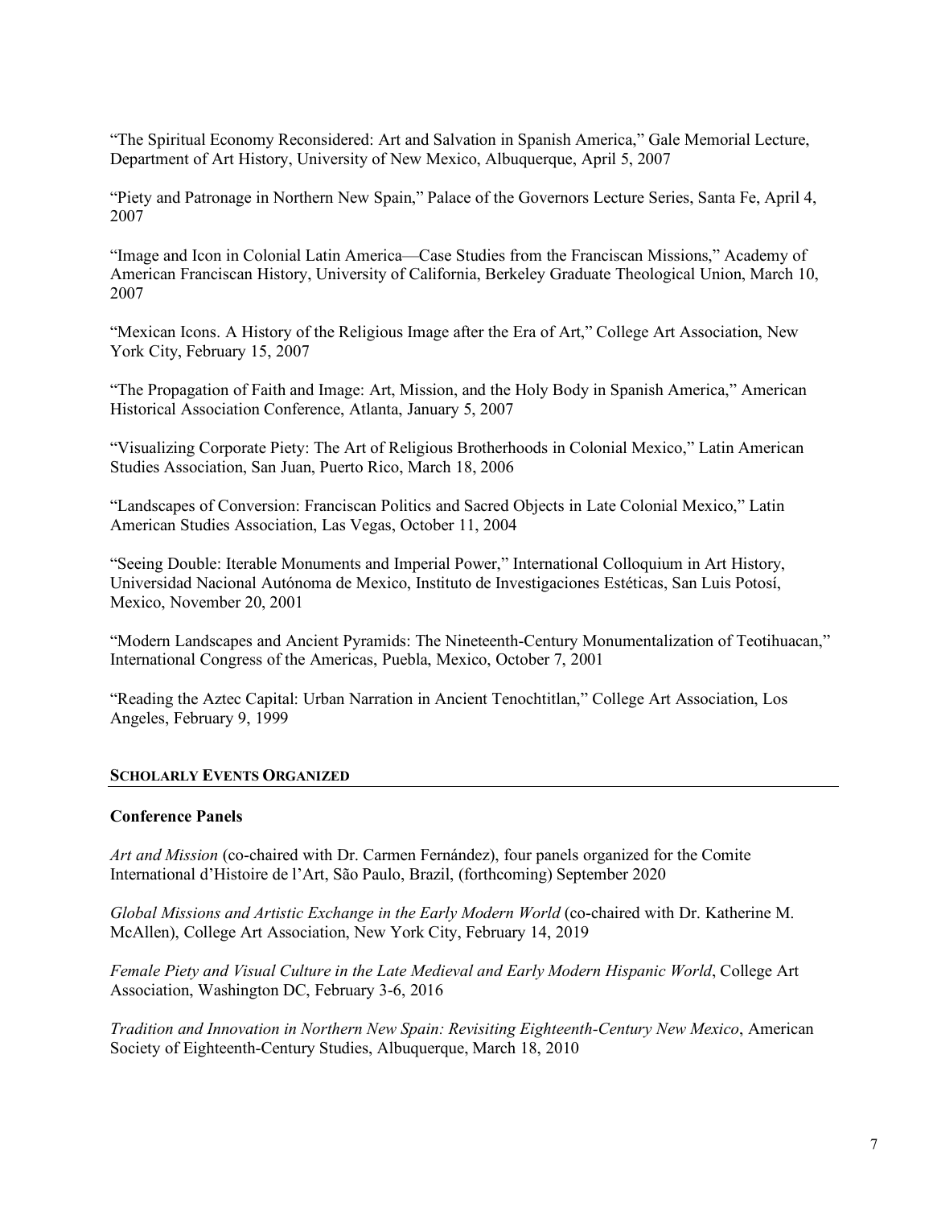"The Spiritual Economy Reconsidered: Art and Salvation in Spanish America," Gale Memorial Lecture, Department of Art History, University of New Mexico, Albuquerque, April 5, 2007

"Piety and Patronage in Northern New Spain," Palace of the Governors Lecture Series, Santa Fe, April 4, 2007

"Image and Icon in Colonial Latin America—Case Studies from the Franciscan Missions," Academy of American Franciscan History, University of California, Berkeley Graduate Theological Union, March 10, 2007

"Mexican Icons. A History of the Religious Image after the Era of Art," College Art Association, New York City, February 15, 2007

"The Propagation of Faith and Image: Art, Mission, and the Holy Body in Spanish America," American Historical Association Conference, Atlanta, January 5, 2007

"Visualizing Corporate Piety: The Art of Religious Brotherhoods in Colonial Mexico," Latin American Studies Association, San Juan, Puerto Rico, March 18, 2006

"Landscapes of Conversion: Franciscan Politics and Sacred Objects in Late Colonial Mexico," Latin American Studies Association, Las Vegas, October 11, 2004

"Seeing Double: Iterable Monuments and Imperial Power," International Colloquium in Art History, Universidad Nacional Autónoma de Mexico, Instituto de Investigaciones Estéticas, San Luis Potosí, Mexico, November 20, 2001

"Modern Landscapes and Ancient Pyramids: The Nineteenth-Century Monumentalization of Teotihuacan," International Congress of the Americas, Puebla, Mexico, October 7, 2001

"Reading the Aztec Capital: Urban Narration in Ancient Tenochtitlan," College Art Association, Los Angeles, February 9, 1999

## SCHOLARLY EVENTS ORGANIZED

### Conference Panels

*Art and Mission* (co-chaired with Dr. Carmen Fernández), four panels organized for the Comite International d'Histoire de l'Art, São Paulo, Brazil, (forthcoming) September 2020

*Global Missions and Artistic Exchange in the Early Modern World* (co-chaired with Dr. Katherine M. McAllen), College Art Association, New York City, February 14, 2019

*Female Piety and Visual Culture in the Late Medieval and Early Modern Hispanic World*, College Art Association, Washington DC, February 3-6, 2016

*Tradition and Innovation in Northern New Spain: Revisiting Eighteenth-Century New Mexico*, American Society of Eighteenth-Century Studies, Albuquerque, March 18, 2010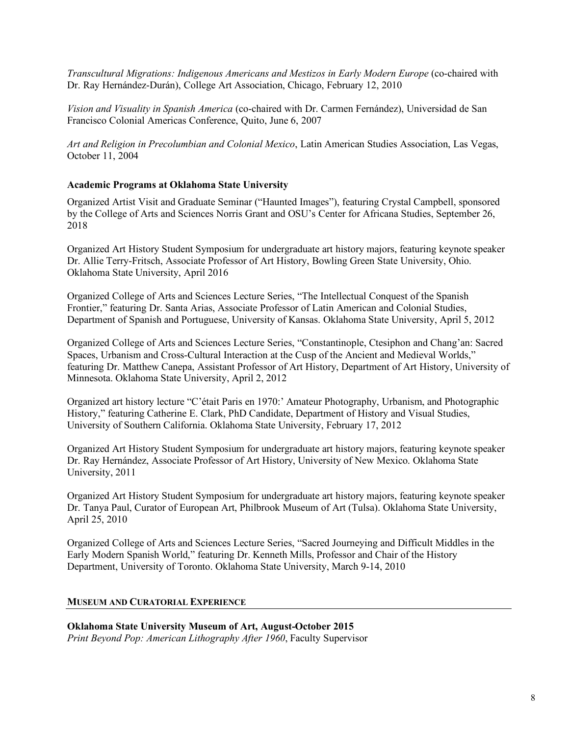*Transcultural Migrations: Indigenous Americans and Mestizos in Early Modern Europe* (co-chaired with Dr. Ray Hernández-Durán), College Art Association, Chicago, February 12, 2010

*Vision and Visuality in Spanish America* (co-chaired with Dr. Carmen Fernández), Universidad de San Francisco Colonial Americas Conference, Quito, June 6, 2007

*Art and Religion in Precolumbian and Colonial Mexico*, Latin American Studies Association, Las Vegas, October 11, 2004

### Academic Programs at Oklahoma State University

Organized Artist Visit and Graduate Seminar ("Haunted Images"), featuring Crystal Campbell, sponsored by the College of Arts and Sciences Norris Grant and OSU's Center for Africana Studies, September 26, 2018

Organized Art History Student Symposium for undergraduate art history majors, featuring keynote speaker Dr. Allie Terry-Fritsch, Associate Professor of Art History, Bowling Green State University, Ohio. Oklahoma State University, April 2016

Organized College of Arts and Sciences Lecture Series, "The Intellectual Conquest of the Spanish Frontier," featuring Dr. Santa Arias, Associate Professor of Latin American and Colonial Studies, Department of Spanish and Portuguese, University of Kansas. Oklahoma State University, April 5, 2012

Organized College of Arts and Sciences Lecture Series, "Constantinople, Ctesiphon and Chang'an: Sacred Spaces, Urbanism and Cross-Cultural Interaction at the Cusp of the Ancient and Medieval Worlds," featuring Dr. Matthew Canepa, Assistant Professor of Art History, Department of Art History, University of Minnesota. Oklahoma State University, April 2, 2012

Organized art history lecture "C'était Paris en 1970:' Amateur Photography, Urbanism, and Photographic History," featuring Catherine E. Clark, PhD Candidate, Department of History and Visual Studies, University of Southern California. Oklahoma State University, February 17, 2012

Organized Art History Student Symposium for undergraduate art history majors, featuring keynote speaker Dr. Ray Hernández, Associate Professor of Art History, University of New Mexico. Oklahoma State University, 2011

Organized Art History Student Symposium for undergraduate art history majors, featuring keynote speaker Dr. Tanya Paul, Curator of European Art, Philbrook Museum of Art (Tulsa). Oklahoma State University, April 25, 2010

Organized College of Arts and Sciences Lecture Series, "Sacred Journeying and Difficult Middles in the Early Modern Spanish World," featuring Dr. Kenneth Mills, Professor and Chair of the History Department, University of Toronto. Oklahoma State University, March 9-14, 2010

## MUSEUM AND CURATORIAL EXPERIENCE

**Oklahoma State University Museum of Art, August-October 2015**
*Print Beyond Pop: American Lithography After 1960*, Faculty Supervisor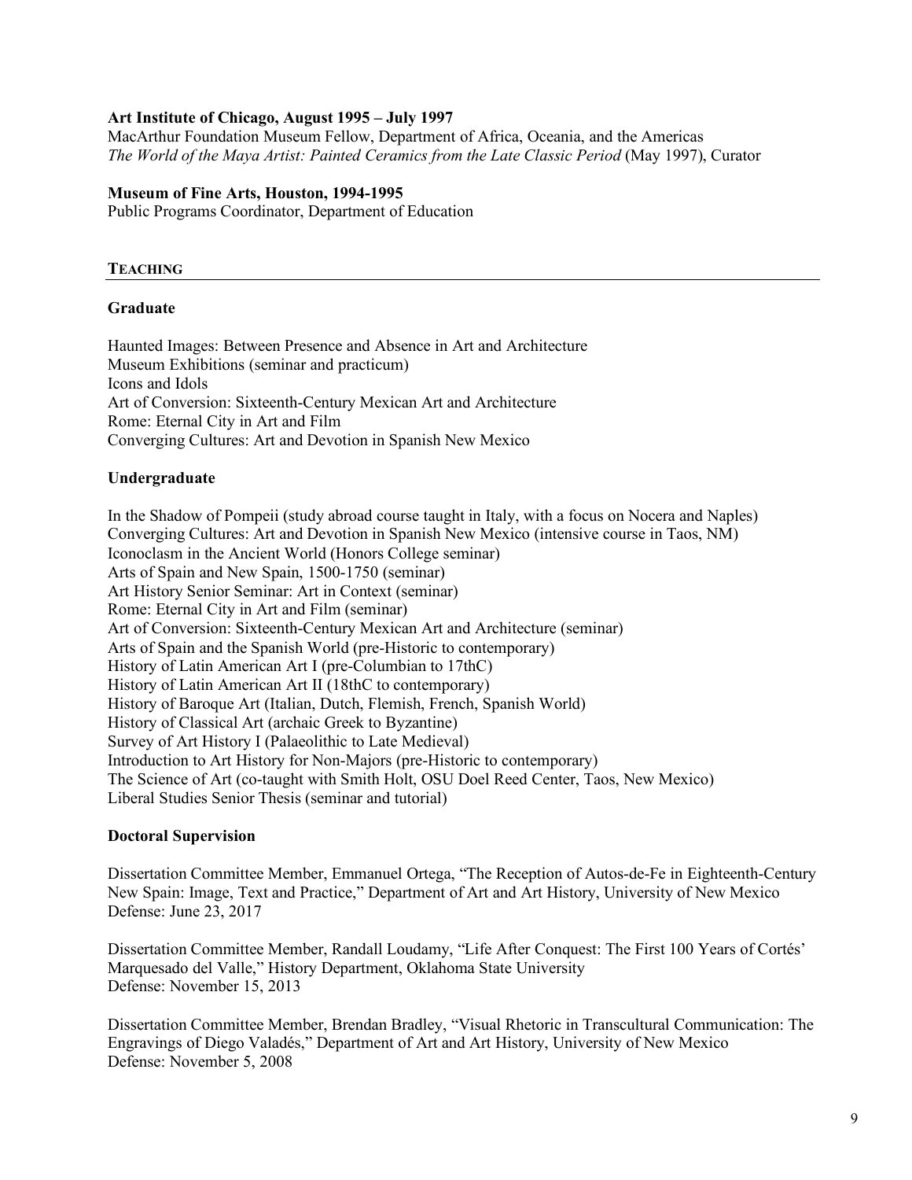**Art Institute of Chicago, August 1995 – July 1997**
MacArthur Foundation Museum Fellow, Department of Africa, Oceania, and the Americas
*The World of the Maya Artist: Painted Ceramics from the Late Classic Period* (May 1997), Curator

**Museum of Fine Arts, Houston, 1994-1995**
Public Programs Coordinator, Department of Education

## TEACHING

### Graduate

Haunted Images: Between Presence and Absence in Art and Architecture
Museum Exhibitions (seminar and practicum)
Icons and Idols
Art of Conversion: Sixteenth-Century Mexican Art and Architecture
Rome: Eternal City in Art and Film
Converging Cultures: Art and Devotion in Spanish New Mexico

### Undergraduate

In the Shadow of Pompeii (study abroad course taught in Italy, with a focus on Nocera and Naples)
Converging Cultures: Art and Devotion in Spanish New Mexico (intensive course in Taos, NM)
Iconoclasm in the Ancient World (Honors College seminar)
Arts of Spain and New Spain, 1500-1750 (seminar)
Art History Senior Seminar: Art in Context (seminar)
Rome: Eternal City in Art and Film (seminar)
Art of Conversion: Sixteenth-Century Mexican Art and Architecture (seminar)
Arts of Spain and the Spanish World (pre-Historic to contemporary)
History of Latin American Art I (pre-Columbian to 17thC)
History of Latin American Art II (18thC to contemporary)
History of Baroque Art (Italian, Dutch, Flemish, French, Spanish World)
History of Classical Art (archaic Greek to Byzantine)
Survey of Art History I (Palaeolithic to Late Medieval)
Introduction to Art History for Non-Majors (pre-Historic to contemporary)
The Science of Art (co-taught with Smith Holt, OSU Doel Reed Center, Taos, New Mexico)
Liberal Studies Senior Thesis (seminar and tutorial)

### Doctoral Supervision

Dissertation Committee Member, Emmanuel Ortega, "The Reception of Autos-de-Fe in Eighteenth-Century New Spain: Image, Text and Practice," Department of Art and Art History, University of New Mexico
Defense: June 23, 2017

Dissertation Committee Member, Randall Loudamy, "Life After Conquest: The First 100 Years of Cortés' Marquesado del Valle," History Department, Oklahoma State University
Defense: November 15, 2013

Dissertation Committee Member, Brendan Bradley, "Visual Rhetoric in Transcultural Communication: The Engravings of Diego Valadés," Department of Art and Art History, University of New Mexico
Defense: November 5, 2008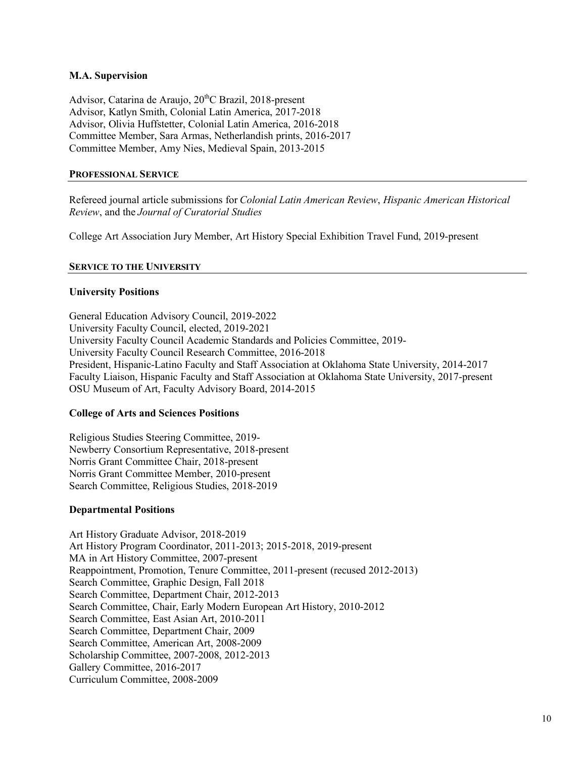### M.A. Supervision

Advisor, Catarina de Araujo, 20thC Brazil, 2018-present
Advisor, Katlyn Smith, Colonial Latin America, 2017-2018
Advisor, Olivia Huffstetter, Colonial Latin America, 2016-2018
Committee Member, Sara Armas, Netherlandish prints, 2016-2017
Committee Member, Amy Nies, Medieval Spain, 2013-2015

## PROFESSIONAL SERVICE

Refereed journal article submissions for *Colonial Latin American Review*, *Hispanic American Historical Review*, and the *Journal of Curatorial Studies*

College Art Association Jury Member, Art History Special Exhibition Travel Fund, 2019-present

## SERVICE TO THE UNIVERSITY

### University Positions

General Education Advisory Council, 2019-2022
University Faculty Council, elected, 2019-2021
University Faculty Council Academic Standards and Policies Committee, 2019-
University Faculty Council Research Committee, 2016-2018
President, Hispanic-Latino Faculty and Staff Association at Oklahoma State University, 2014-2017
Faculty Liaison, Hispanic Faculty and Staff Association at Oklahoma State University, 2017-present
OSU Museum of Art, Faculty Advisory Board, 2014-2015

### College of Arts and Sciences Positions

Religious Studies Steering Committee, 2019-
Newberry Consortium Representative, 2018-present
Norris Grant Committee Chair, 2018-present
Norris Grant Committee Member, 2010-present
Search Committee, Religious Studies, 2018-2019

### Departmental Positions

Art History Graduate Advisor, 2018-2019
Art History Program Coordinator, 2011-2013; 2015-2018, 2019-present
MA in Art History Committee, 2007-present
Reappointment, Promotion, Tenure Committee, 2011-present (recused 2012-2013)
Search Committee, Graphic Design, Fall 2018
Search Committee, Department Chair, 2012-2013
Search Committee, Chair, Early Modern European Art History, 2010-2012
Search Committee, East Asian Art, 2010-2011
Search Committee, Department Chair, 2009
Search Committee, American Art, 2008-2009
Scholarship Committee, 2007-2008, 2012-2013
Gallery Committee, 2016-2017
Curriculum Committee, 2008-2009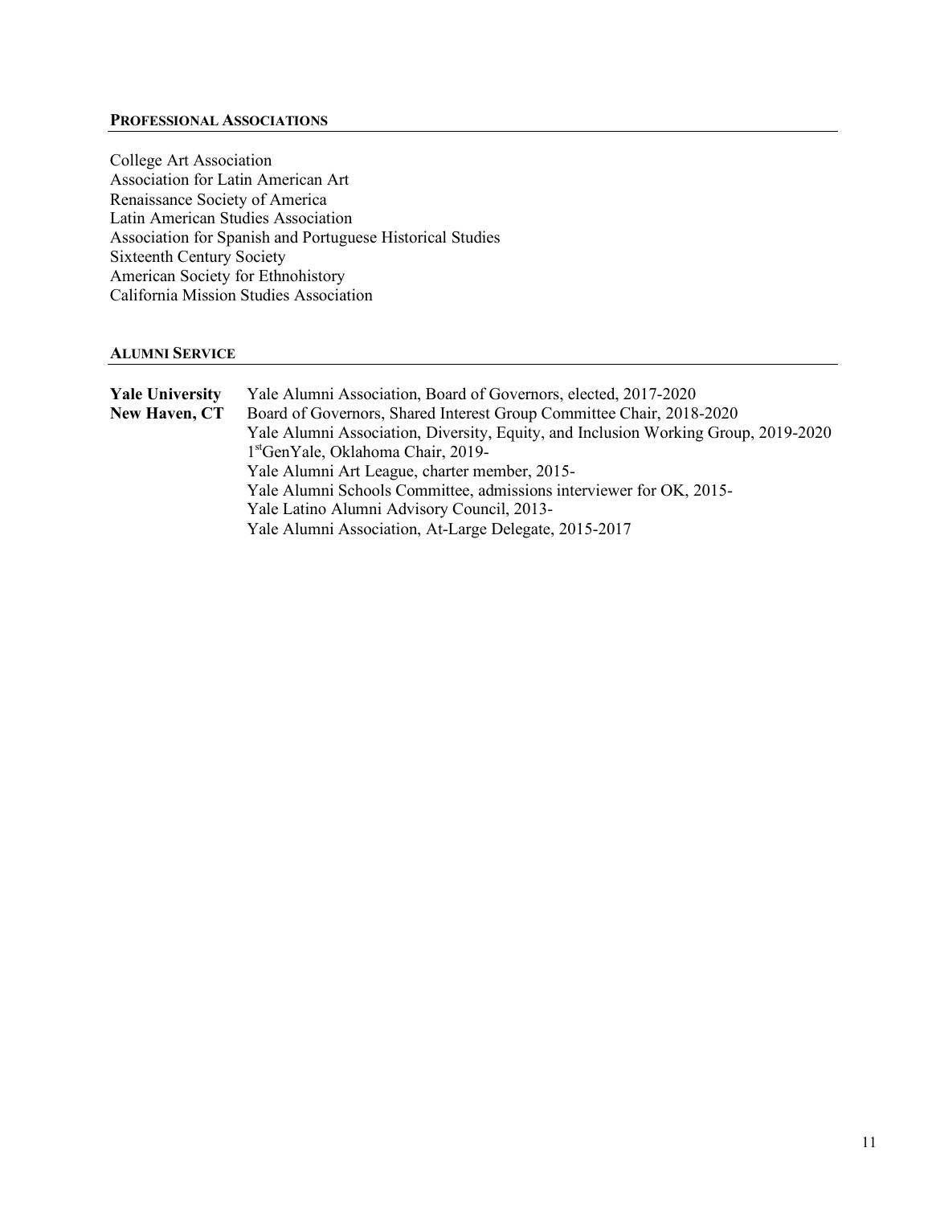## PROFESSIONAL ASSOCIATIONS

College Art Association
Association for Latin American Art
Renaissance Society of America
Latin American Studies Association
Association for Spanish and Portuguese Historical Studies
Sixteenth Century Society
American Society for Ethnohistory
California Mission Studies Association

## ALUMNI SERVICE

| | |
|---|---|
| **Yale University** | Yale Alumni Association, Board of Governors, elected, 2017-2020 |
| **New Haven, CT** | Board of Governors, Shared Interest Group Committee Chair, 2018-2020 |
| | Yale Alumni Association, Diversity, Equity, and Inclusion Working Group, 2019-2020 |
| | 1stGenYale, Oklahoma Chair, 2019- |
| | Yale Alumni Art League, charter member, 2015- |
| | Yale Alumni Schools Committee, admissions interviewer for OK, 2015- |
| | Yale Latino Alumni Advisory Council, 2013- |
| | Yale Alumni Association, At-Large Delegate, 2015-2017 |